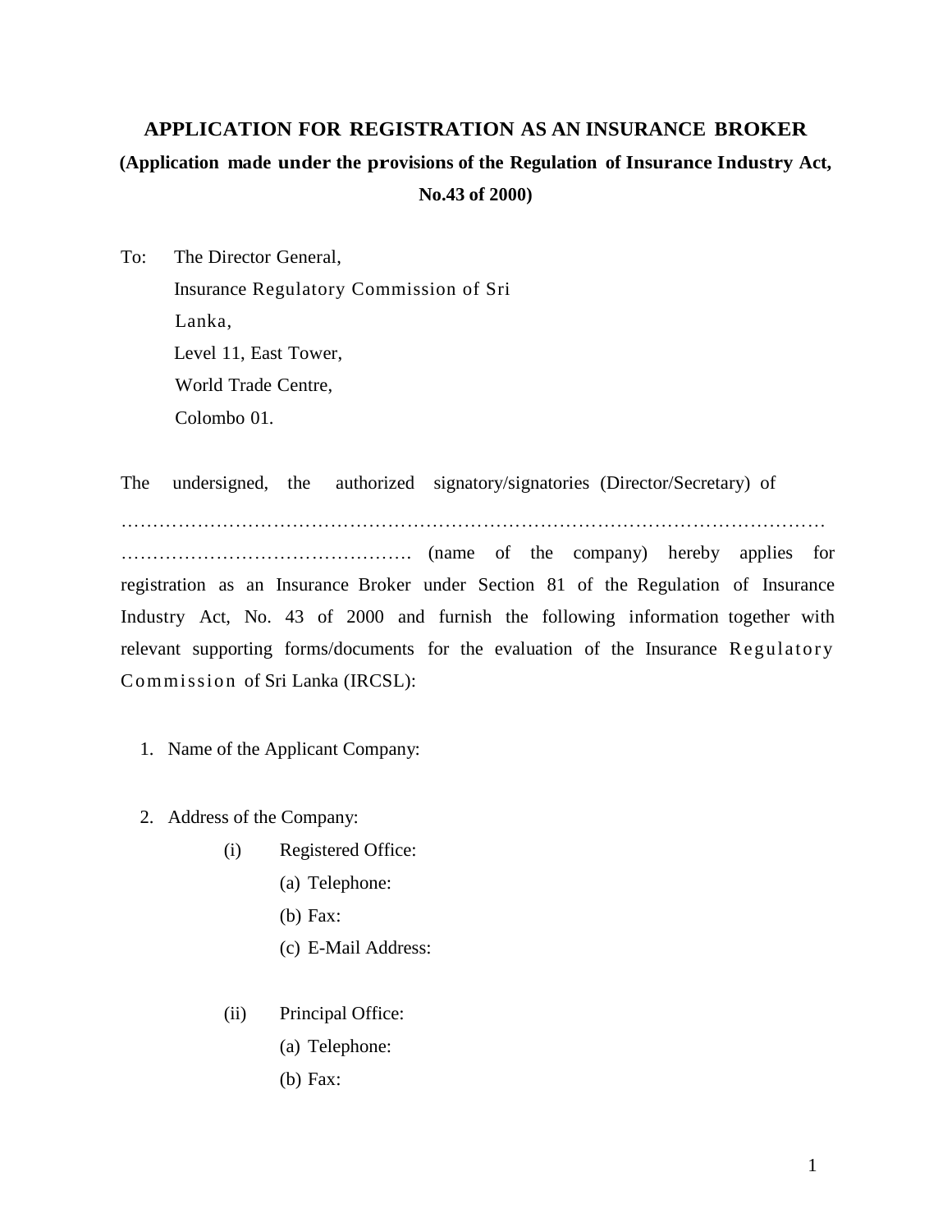# APPLICATION FOR REGISTRATION AS AN INSURANCE BROKER

**(Application made under the provisions of the Regulation of Insurance Industry Act, No.43 of 2000)**

To: The Director General,
Insurance Regulatory Commission of Sri Lanka,
Level 11, East Tower,
World Trade Centre,
Colombo 01.

The undersigned, the authorized signatory/signatories (Director/Secretary) of …………………………………………………………………………………………………… ………………………………………. (name of the company) hereby applies for registration as an Insurance Broker under Section 81 of the Regulation of Insurance Industry Act, No. 43 of 2000 and furnish the following information together with relevant supporting forms/documents for the evaluation of the Insurance Regulatory Commission of Sri Lanka (IRCSL):

1. Name of the Applicant Company:

2. Address of the Company:
   - (i) Registered Office:
     - (a) Telephone:
     - (b) Fax:
     - (c) E-Mail Address:
   - (ii) Principal Office:
     - (a) Telephone:
     - (b) Fax: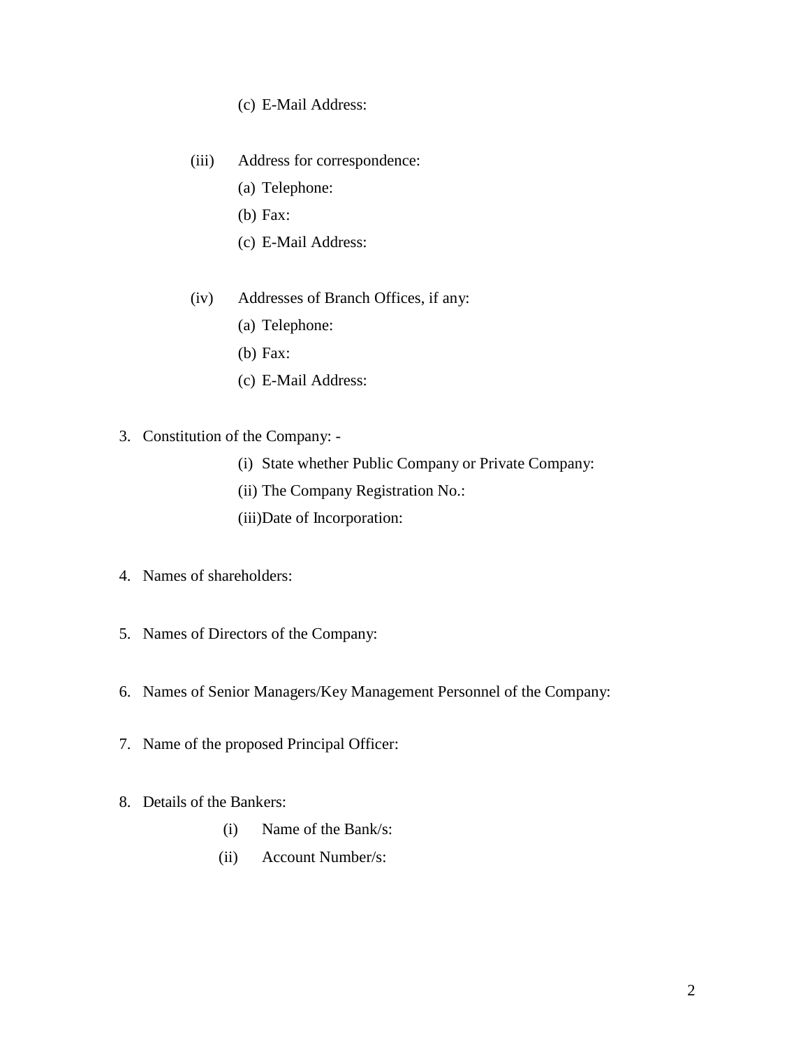(c) E-Mail Address:

(iii) Address for correspondence:

(a) Telephone:

(b) Fax:

(c) E-Mail Address:

(iv) Addresses of Branch Offices, if any:

(a) Telephone:

(b) Fax:

(c) E-Mail Address:

3. Constitution of the Company: -

(i) State whether Public Company or Private Company:

(ii) The Company Registration No.:

(iii)Date of Incorporation:

4. Names of shareholders:

5. Names of Directors of the Company:

6. Names of Senior Managers/Key Management Personnel of the Company:

7. Name of the proposed Principal Officer:

8. Details of the Bankers:

(i) Name of the Bank/s:

(ii) Account Number/s: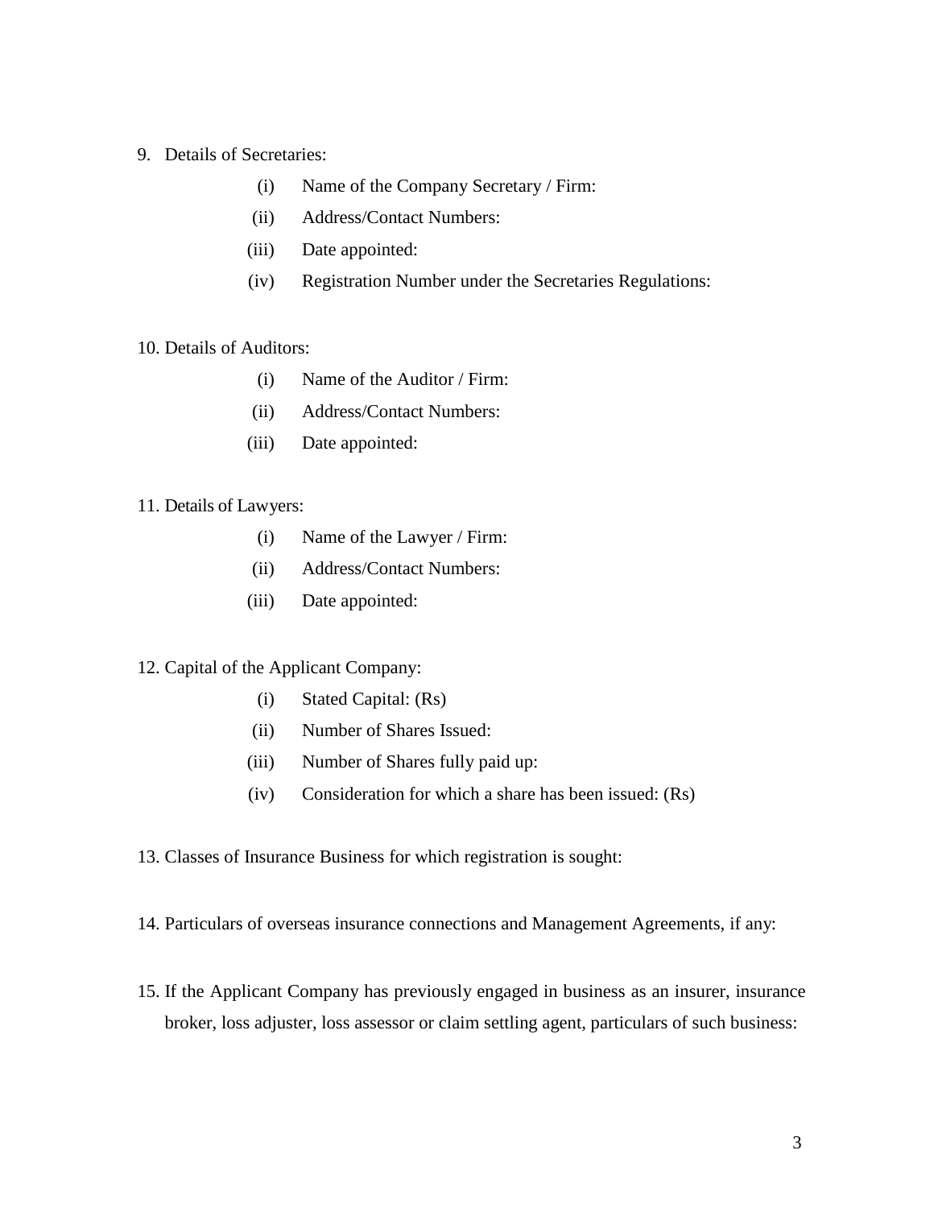9. Details of Secretaries:

    (i) Name of the Company Secretary / Firm:

    (ii) Address/Contact Numbers:

    (iii) Date appointed:

    (iv) Registration Number under the Secretaries Regulations:

10. Details of Auditors:

    (i) Name of the Auditor / Firm:

    (ii) Address/Contact Numbers:

    (iii) Date appointed:

11. Details of Lawyers:

    (i) Name of the Lawyer / Firm:

    (ii) Address/Contact Numbers:

    (iii) Date appointed:

12. Capital of the Applicant Company:

    (i) Stated Capital: (Rs)

    (ii) Number of Shares Issued:

    (iii) Number of Shares fully paid up:

    (iv) Consideration for which a share has been issued: (Rs)

13. Classes of Insurance Business for which registration is sought:

14. Particulars of overseas insurance connections and Management Agreements, if any:

15. If the Applicant Company has previously engaged in business as an insurer, insurance broker, loss adjuster, loss assessor or claim settling agent, particulars of such business: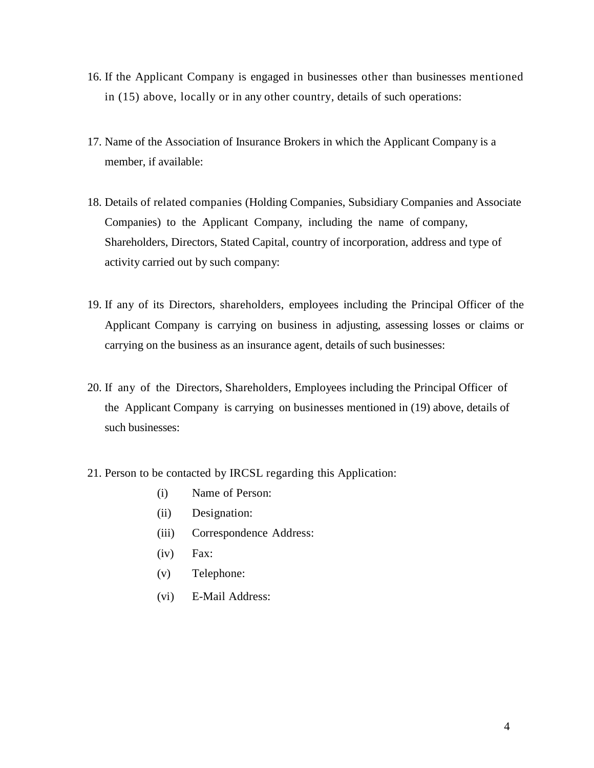16. If the Applicant Company is engaged in businesses other than businesses mentioned in (15) above, locally or in any other country, details of such operations:

17. Name of the Association of Insurance Brokers in which the Applicant Company is a member, if available:

18. Details of related companies (Holding Companies, Subsidiary Companies and Associate Companies) to the Applicant Company, including the name of company, Shareholders, Directors, Stated Capital, country of incorporation, address and type of activity carried out by such company:

19. If any of its Directors, shareholders, employees including the Principal Officer of the Applicant Company is carrying on business in adjusting, assessing losses or claims or carrying on the business as an insurance agent, details of such businesses:

20. If any of the Directors, Shareholders, Employees including the Principal Officer of the Applicant Company is carrying on businesses mentioned in (19) above, details of such businesses:

21. Person to be contacted by IRCSL regarding this Application:
    - (i) Name of Person:
    - (ii) Designation:
    - (iii) Correspondence Address:
    - (iv) Fax:
    - (v) Telephone:
    - (vi) E-Mail Address: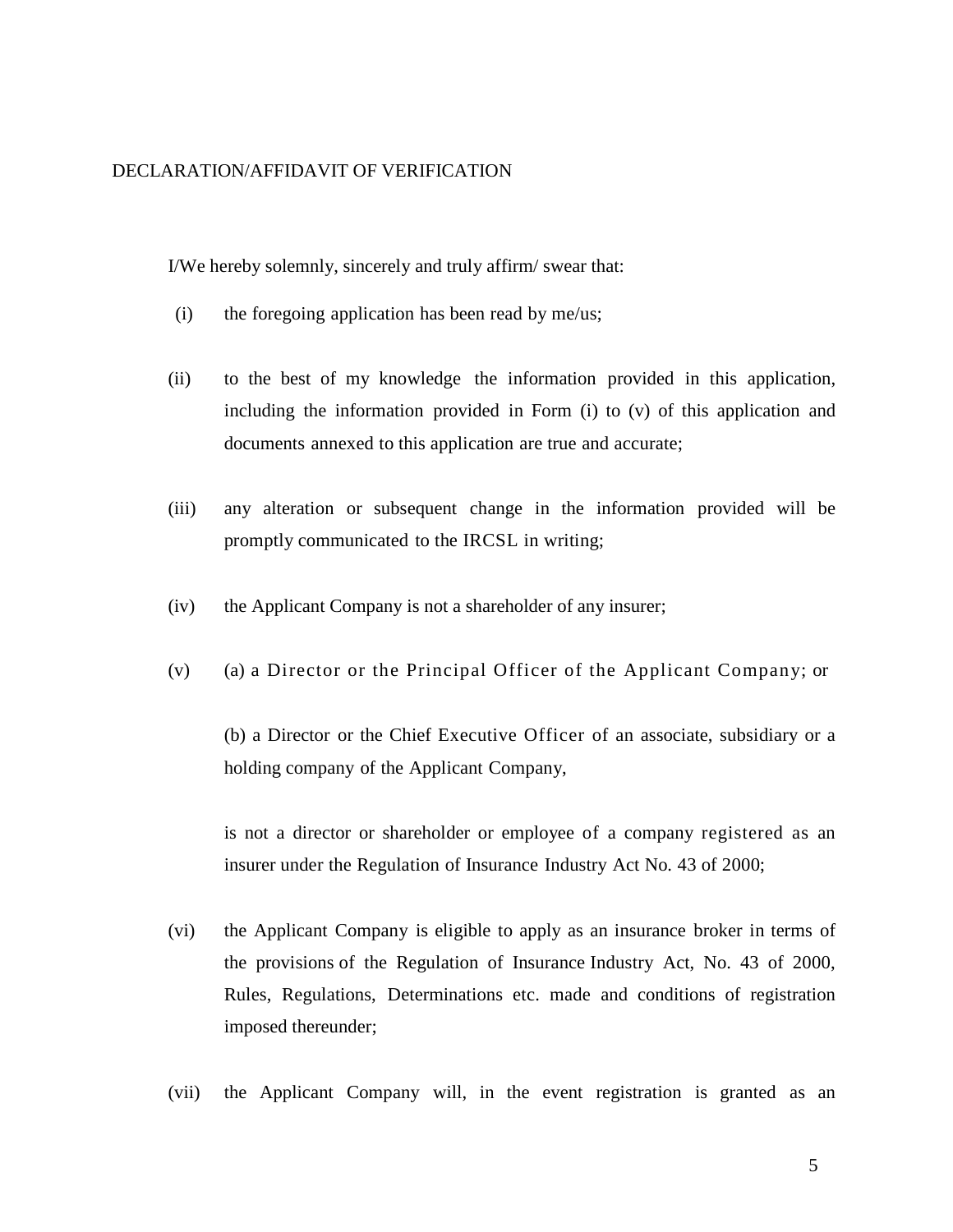DECLARATION/AFFIDAVIT OF VERIFICATION

I/We hereby solemnly, sincerely and truly affirm/ swear that:

(i) the foregoing application has been read by me/us;

(ii) to the best of my knowledge the information provided in this application, including the information provided in Form (i) to (v) of this application and documents annexed to this application are true and accurate;

(iii) any alteration or subsequent change in the information provided will be promptly communicated to the IRCSL in writing;

(iv) the Applicant Company is not a shareholder of any insurer;

(v) (a) a Director or the Principal Officer of the Applicant Company; or

(b) a Director or the Chief Executive Officer of an associate, subsidiary or a holding company of the Applicant Company,

is not a director or shareholder or employee of a company registered as an insurer under the Regulation of Insurance Industry Act No. 43 of 2000;

(vi) the Applicant Company is eligible to apply as an insurance broker in terms of the provisions of the Regulation of Insurance Industry Act, No. 43 of 2000, Rules, Regulations, Determinations etc. made and conditions of registration imposed thereunder;

(vii) the Applicant Company will, in the event registration is granted as an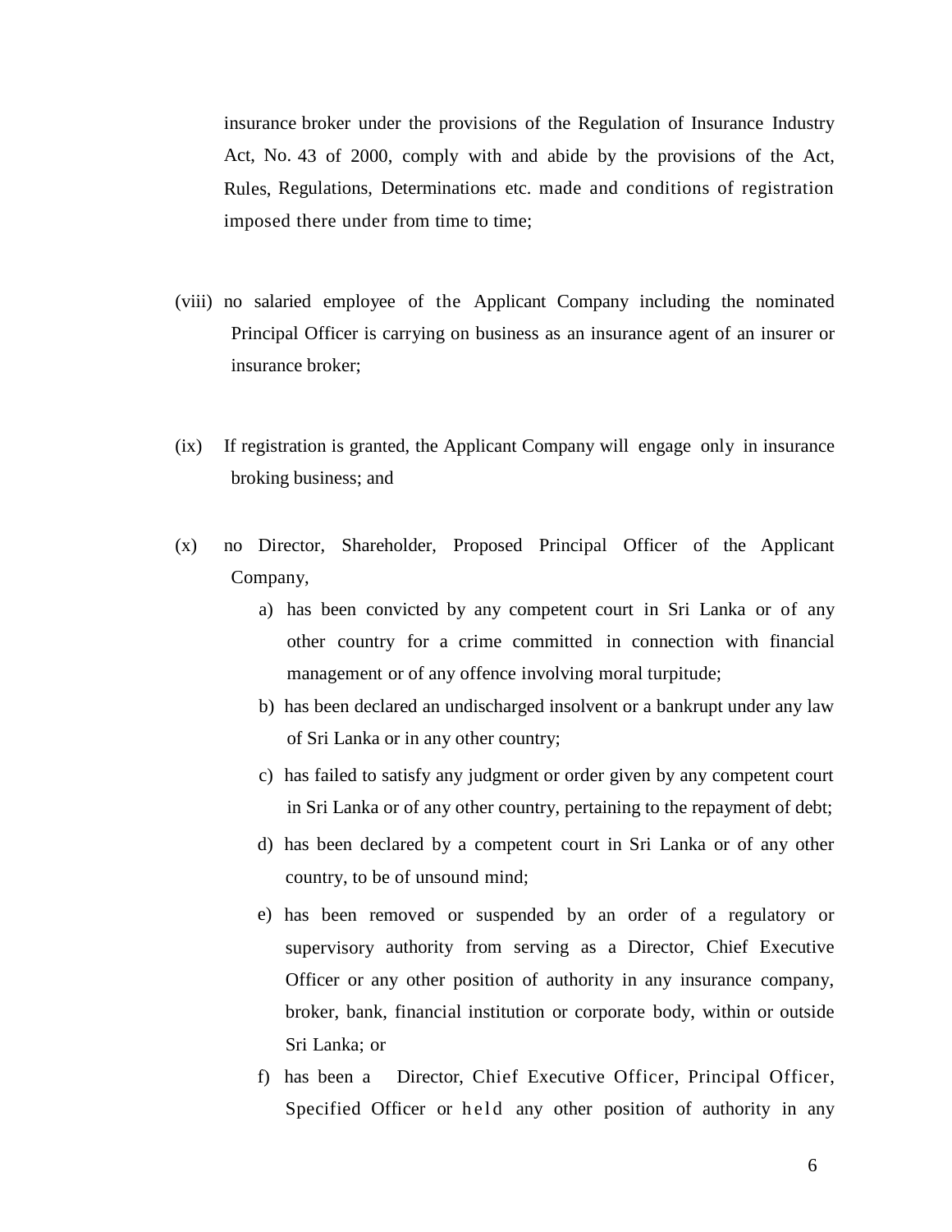insurance broker under the provisions of the Regulation of Insurance Industry Act, No. 43 of 2000, comply with and abide by the provisions of the Act, Rules, Regulations, Determinations etc. made and conditions of registration imposed there under from time to time;

(viii) no salaried employee of the Applicant Company including the nominated Principal Officer is carrying on business as an insurance agent of an insurer or insurance broker;

(ix) If registration is granted, the Applicant Company will engage only in insurance broking business; and

(x) no Director, Shareholder, Proposed Principal Officer of the Applicant Company,

a) has been convicted by any competent court in Sri Lanka or of any other country for a crime committed in connection with financial management or of any offence involving moral turpitude;

b) has been declared an undischarged insolvent or a bankrupt under any law of Sri Lanka or in any other country;

c) has failed to satisfy any judgment or order given by any competent court in Sri Lanka or of any other country, pertaining to the repayment of debt;

d) has been declared by a competent court in Sri Lanka or of any other country, to be of unsound mind;

e) has been removed or suspended by an order of a regulatory or supervisory authority from serving as a Director, Chief Executive Officer or any other position of authority in any insurance company, broker, bank, financial institution or corporate body, within or outside Sri Lanka; or

f) has been a Director, Chief Executive Officer, Principal Officer, Specified Officer or held any other position of authority in any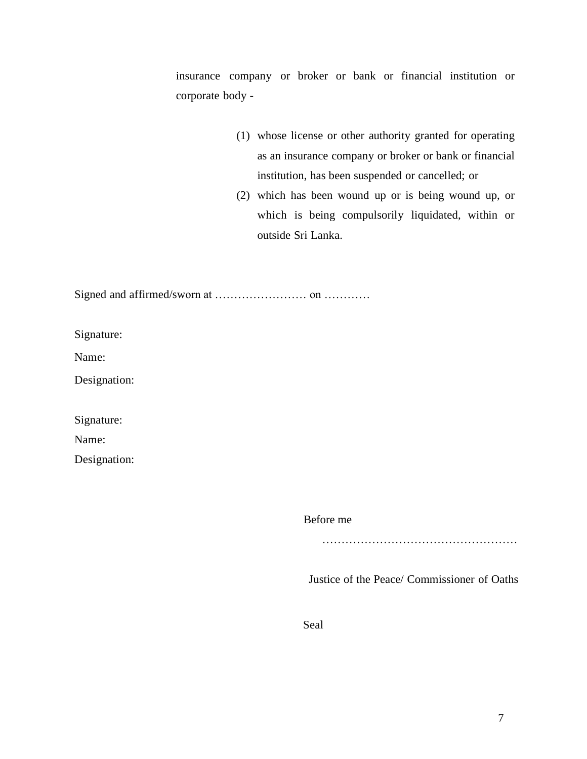insurance company or broker or bank or financial institution or corporate body -

(1) whose license or other authority granted for operating as an insurance company or broker or bank or financial institution, has been suspended or cancelled; or

(2) which has been wound up or is being wound up, or which is being compulsorily liquidated, within or outside Sri Lanka.

Signed and affirmed/sworn at …………………… on …………

Signature:

Name:

Designation:

Signature:

Name:

Designation:

Before me

……………………………………………

Justice of the Peace/ Commissioner of Oaths

Seal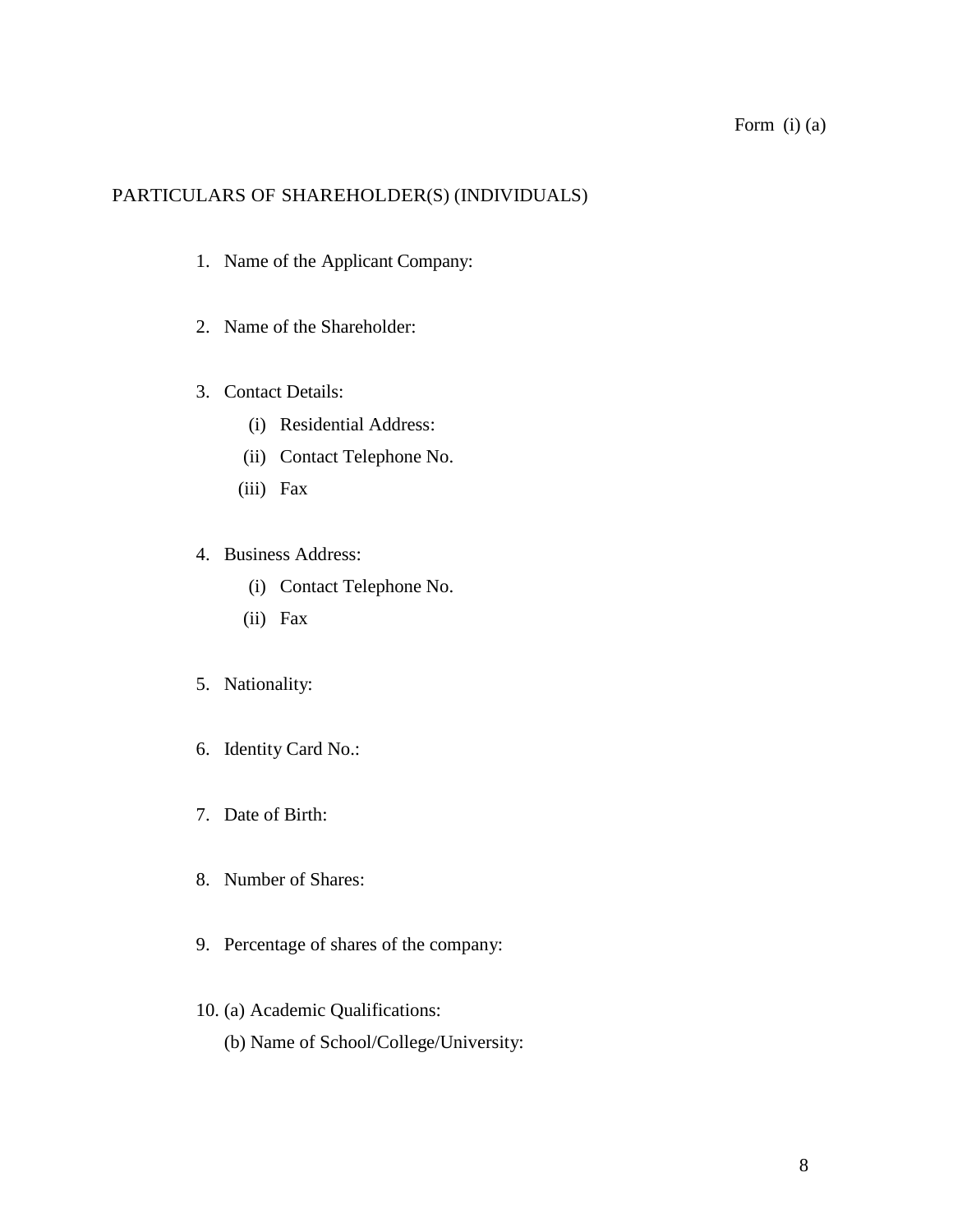Form (i) (a)

## PARTICULARS OF SHAREHOLDER(S) (INDIVIDUALS)

1. Name of the Applicant Company:

2. Name of the Shareholder:

3. Contact Details:
   - (i) Residential Address:
   - (ii) Contact Telephone No.
   - (iii) Fax

4. Business Address:
   - (i) Contact Telephone No.
   - (ii) Fax

5. Nationality:

6. Identity Card No.:

7. Date of Birth:

8. Number of Shares:

9. Percentage of shares of the company:

10. (a) Academic Qualifications:

    (b) Name of School/College/University: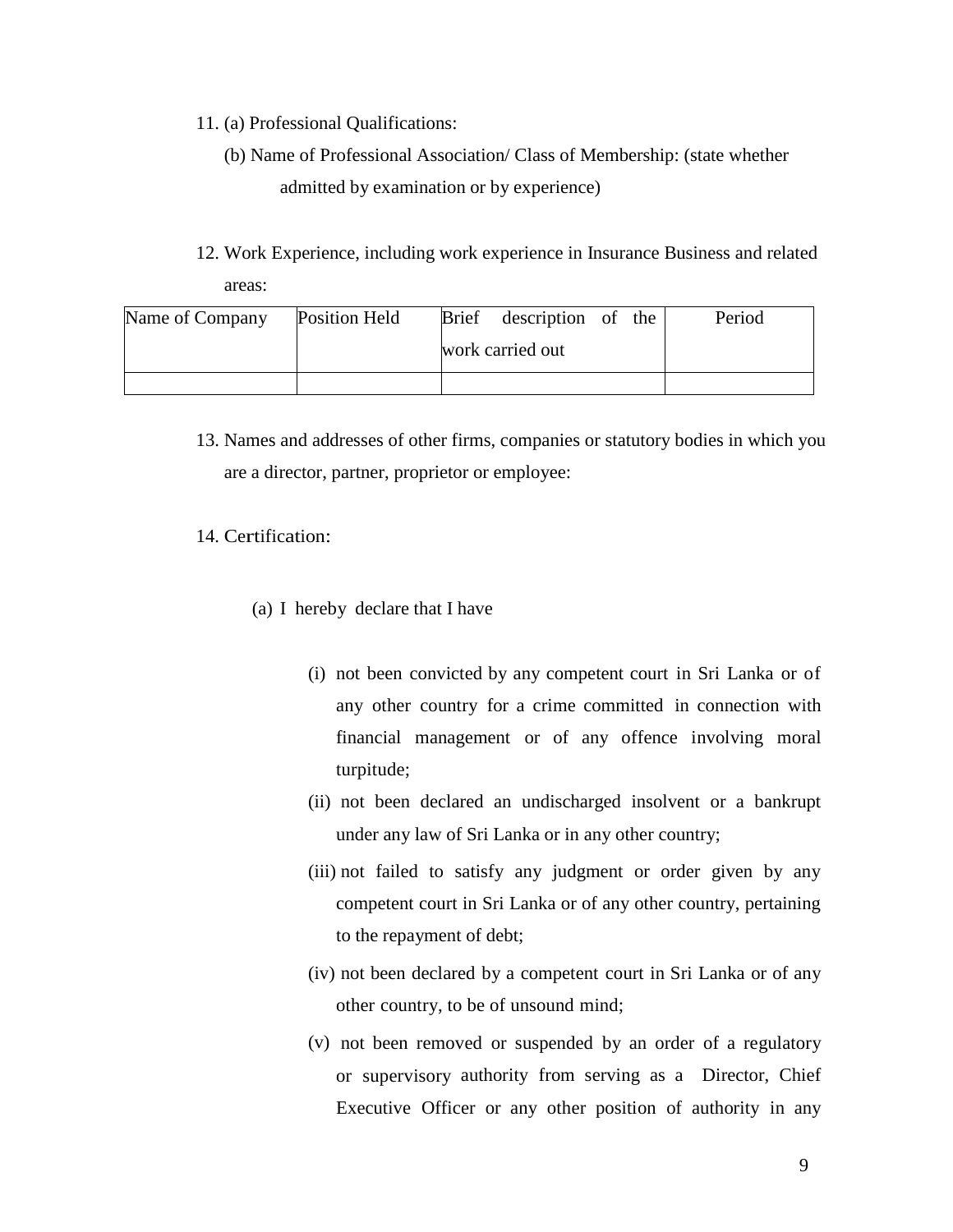11. (a) Professional Qualifications:

    (b) Name of Professional Association/ Class of Membership: (state whether admitted by examination or by experience)

12. Work Experience, including work experience in Insurance Business and related areas:

| Name of Company | Position Held | Brief description of the work carried out | Period |
|---|---|---|---|
| | | | |

13. Names and addresses of other firms, companies or statutory bodies in which you are a director, partner, proprietor or employee:

14. Certification:

    (a) I hereby declare that I have

    (i) not been convicted by any competent court in Sri Lanka or of any other country for a crime committed in connection with financial management or of any offence involving moral turpitude;

    (ii) not been declared an undischarged insolvent or a bankrupt under any law of Sri Lanka or in any other country;

    (iii) not failed to satisfy any judgment or order given by any competent court in Sri Lanka or of any other country, pertaining to the repayment of debt;

    (iv) not been declared by a competent court in Sri Lanka or of any other country, to be of unsound mind;

    (v) not been removed or suspended by an order of a regulatory or supervisory authority from serving as a Director, Chief Executive Officer or any other position of authority in any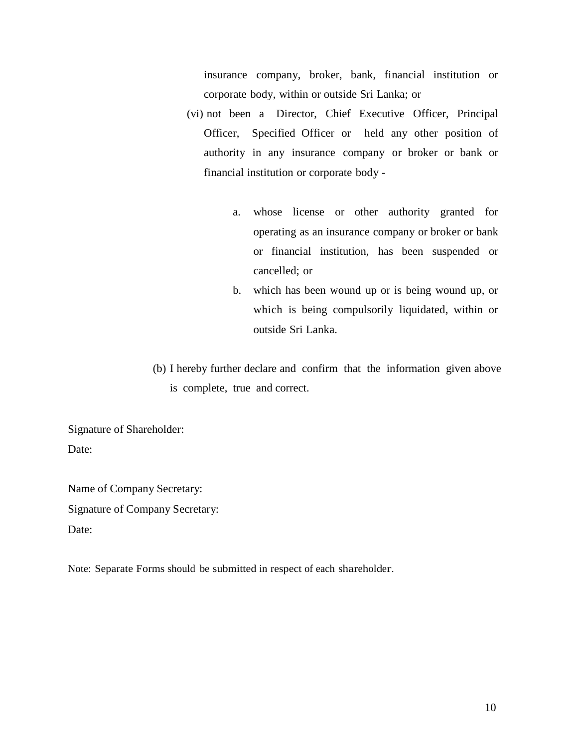insurance company, broker, bank, financial institution or corporate body, within or outside Sri Lanka; or

(vi) not been a Director, Chief Executive Officer, Principal Officer, Specified Officer or held any other position of authority in any insurance company or broker or bank or financial institution or corporate body -

a. whose license or other authority granted for operating as an insurance company or broker or bank or financial institution, has been suspended or cancelled; or

b. which has been wound up or is being wound up, or which is being compulsorily liquidated, within or outside Sri Lanka.

(b) I hereby further declare and confirm that the information given above is complete, true and correct.

Signature of Shareholder:

Date:

Name of Company Secretary:

Signature of Company Secretary:

Date:

Note: Separate Forms should be submitted in respect of each shareholder.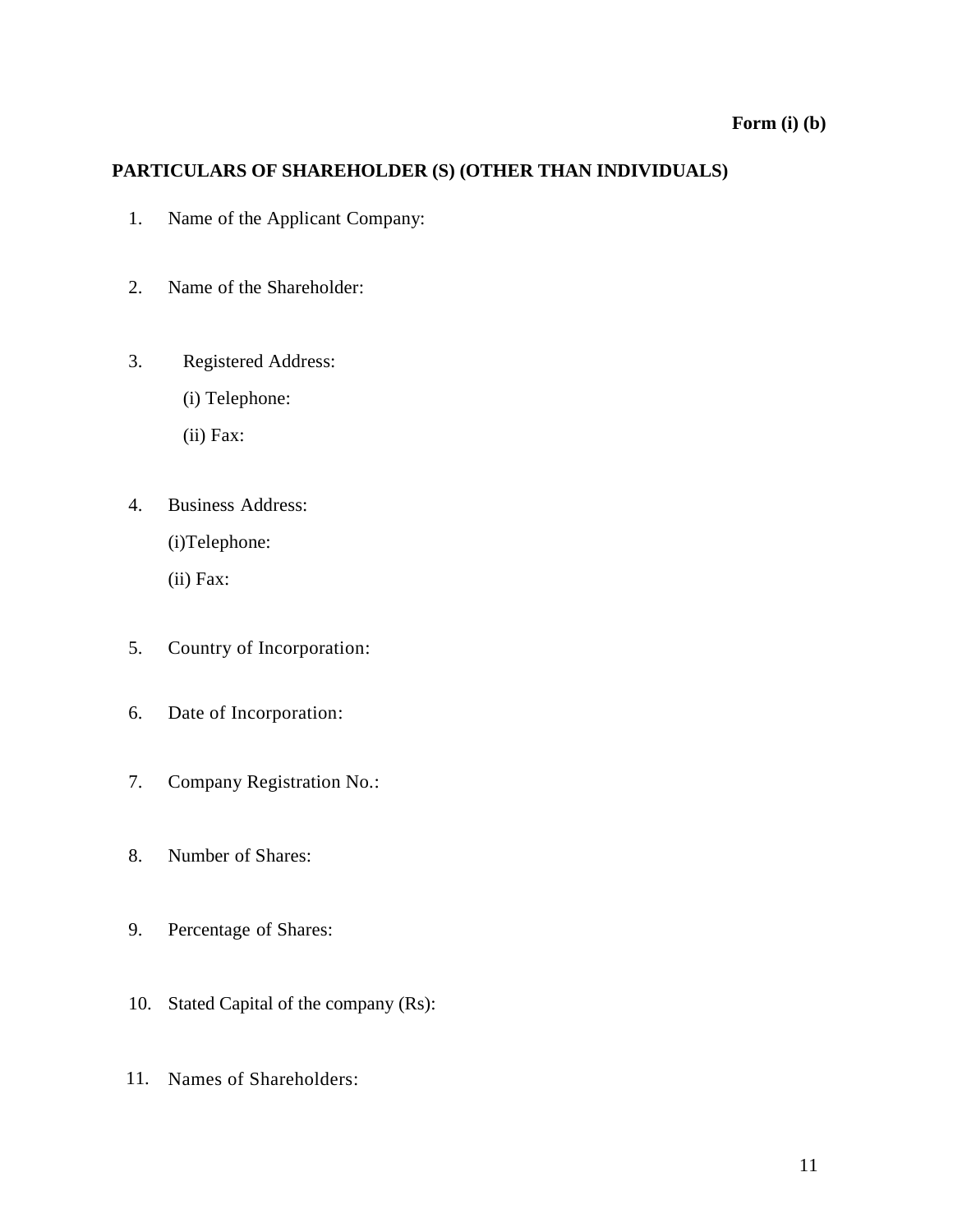**Form (i) (b)**

## PARTICULARS OF SHAREHOLDER (S) (OTHER THAN INDIVIDUALS)

1. Name of the Applicant Company:

2. Name of the Shareholder:

3. Registered Address:

   (i) Telephone:

   (ii) Fax:

4. Business Address:

   (i)Telephone:

   (ii) Fax:

5. Country of Incorporation:

6. Date of Incorporation:

7. Company Registration No.:

8. Number of Shares:

9. Percentage of Shares:

10. Stated Capital of the company (Rs):

11. Names of Shareholders: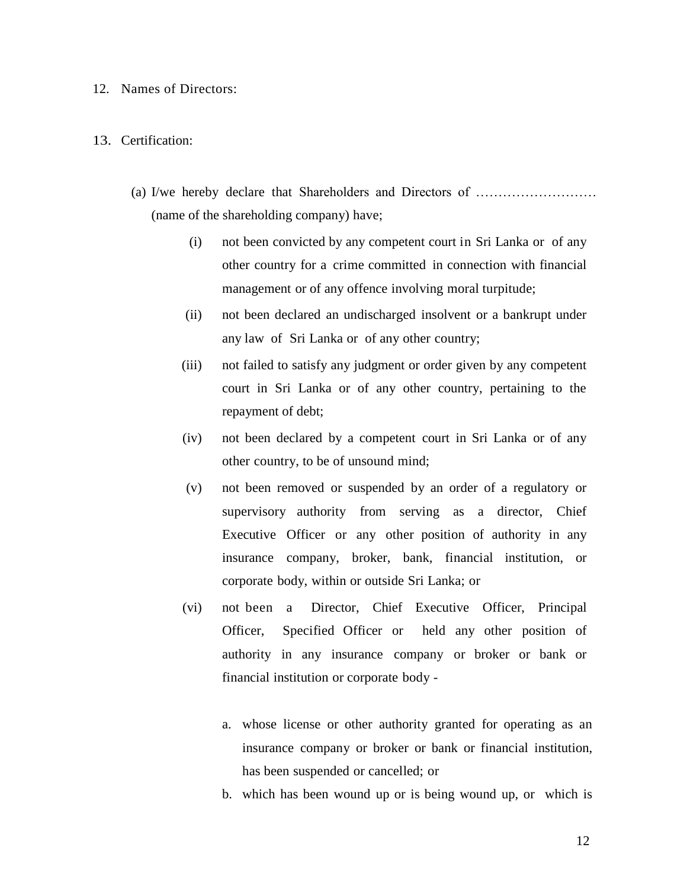12. Names of Directors:

13. Certification:

(a) I/we hereby declare that Shareholders and Directors of ……………………… (name of the shareholding company) have;

(i) not been convicted by any competent court in Sri Lanka or of any other country for a crime committed in connection with financial management or of any offence involving moral turpitude;

(ii) not been declared an undischarged insolvent or a bankrupt under any law of Sri Lanka or of any other country;

(iii) not failed to satisfy any judgment or order given by any competent court in Sri Lanka or of any other country, pertaining to the repayment of debt;

(iv) not been declared by a competent court in Sri Lanka or of any other country, to be of unsound mind;

(v) not been removed or suspended by an order of a regulatory or supervisory authority from serving as a director, Chief Executive Officer or any other position of authority in any insurance company, broker, bank, financial institution, or corporate body, within or outside Sri Lanka; or

(vi) not been a Director, Chief Executive Officer, Principal Officer, Specified Officer or held any other position of authority in any insurance company or broker or bank or financial institution or corporate body -

  a. whose license or other authority granted for operating as an insurance company or broker or bank or financial institution, has been suspended or cancelled; or

  b. which has been wound up or is being wound up, or which is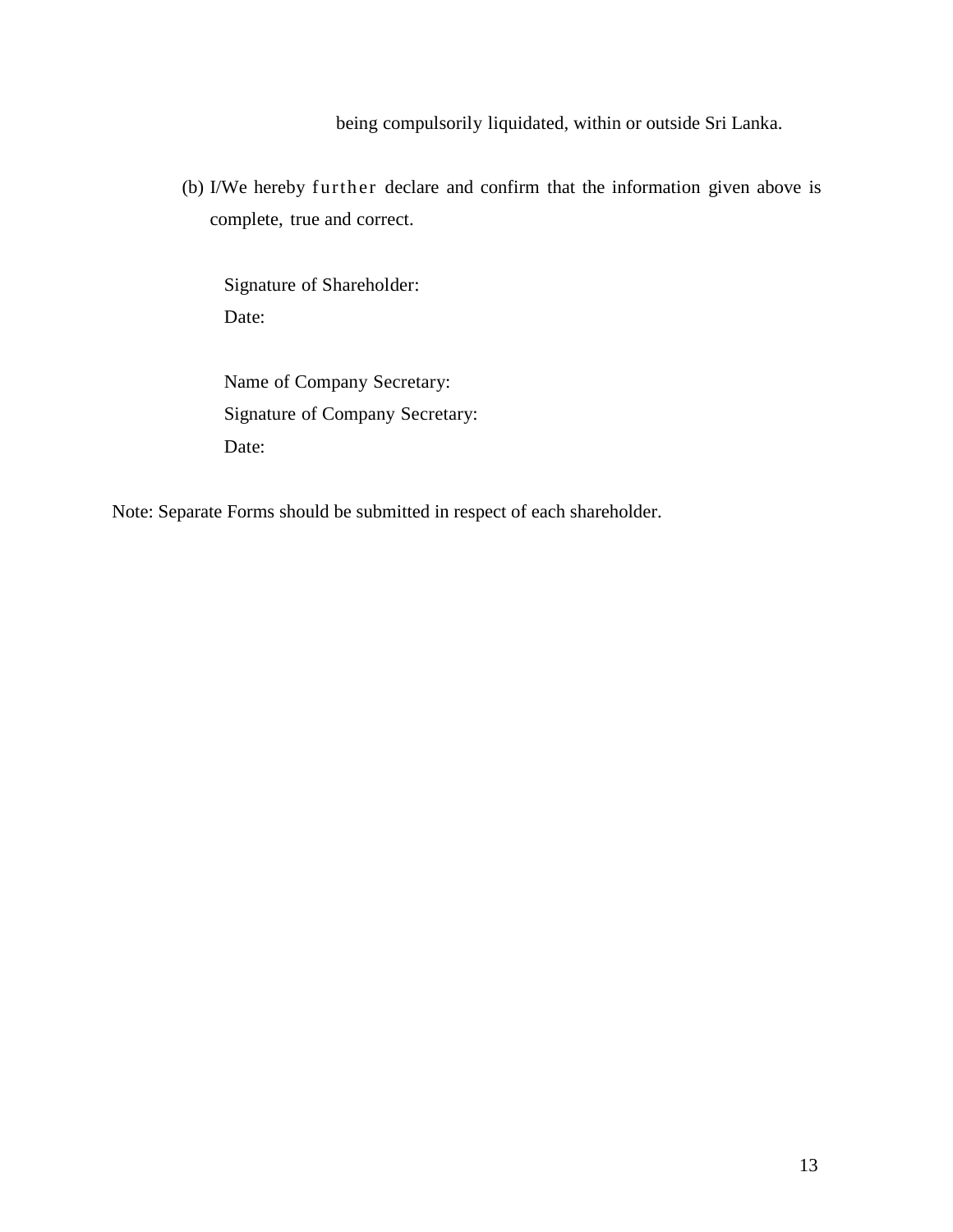being compulsorily liquidated, within or outside Sri Lanka.

(b) I/We hereby further declare and confirm that the information given above is complete, true and correct.

Signature of Shareholder:
Date:

Name of Company Secretary:
Signature of Company Secretary:
Date:

Note: Separate Forms should be submitted in respect of each shareholder.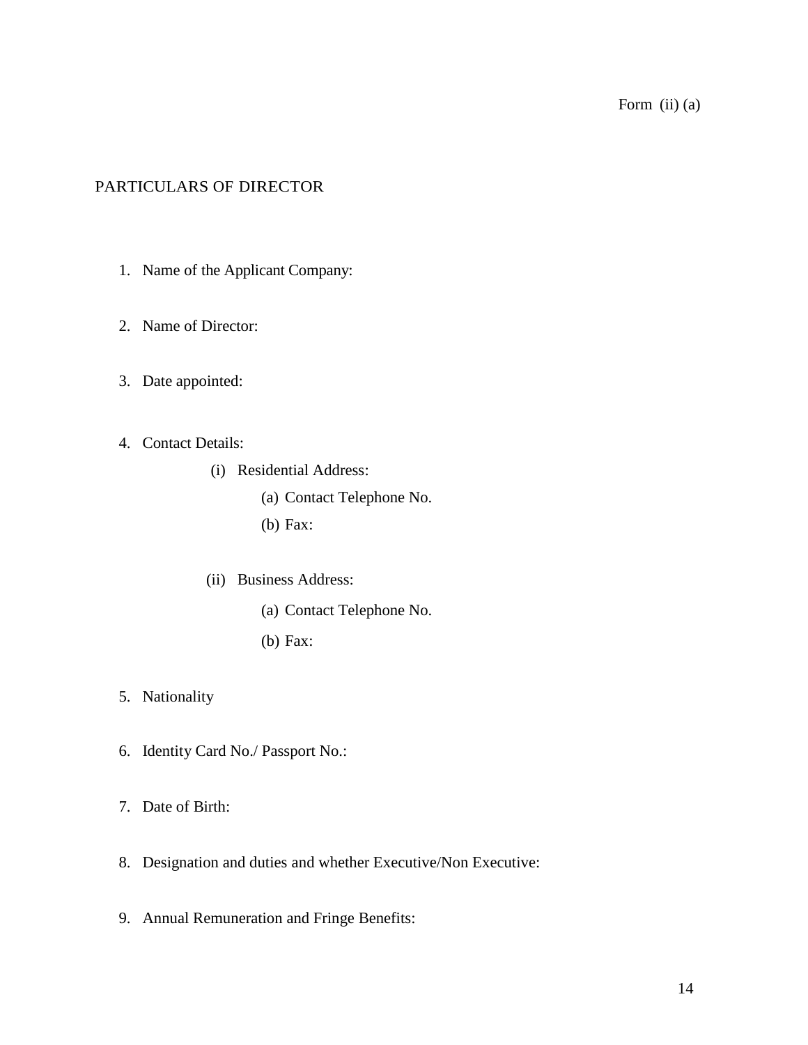Form (ii) (a)

## PARTICULARS OF DIRECTOR

1. Name of the Applicant Company:

2. Name of Director:

3. Date appointed:

4. Contact Details:

   (i) Residential Address:

      (a) Contact Telephone No.

      (b) Fax:

   (ii) Business Address:

      (a) Contact Telephone No.

      (b) Fax:

5. Nationality

6. Identity Card No./ Passport No.:

7. Date of Birth:

8. Designation and duties and whether Executive/Non Executive:

9. Annual Remuneration and Fringe Benefits: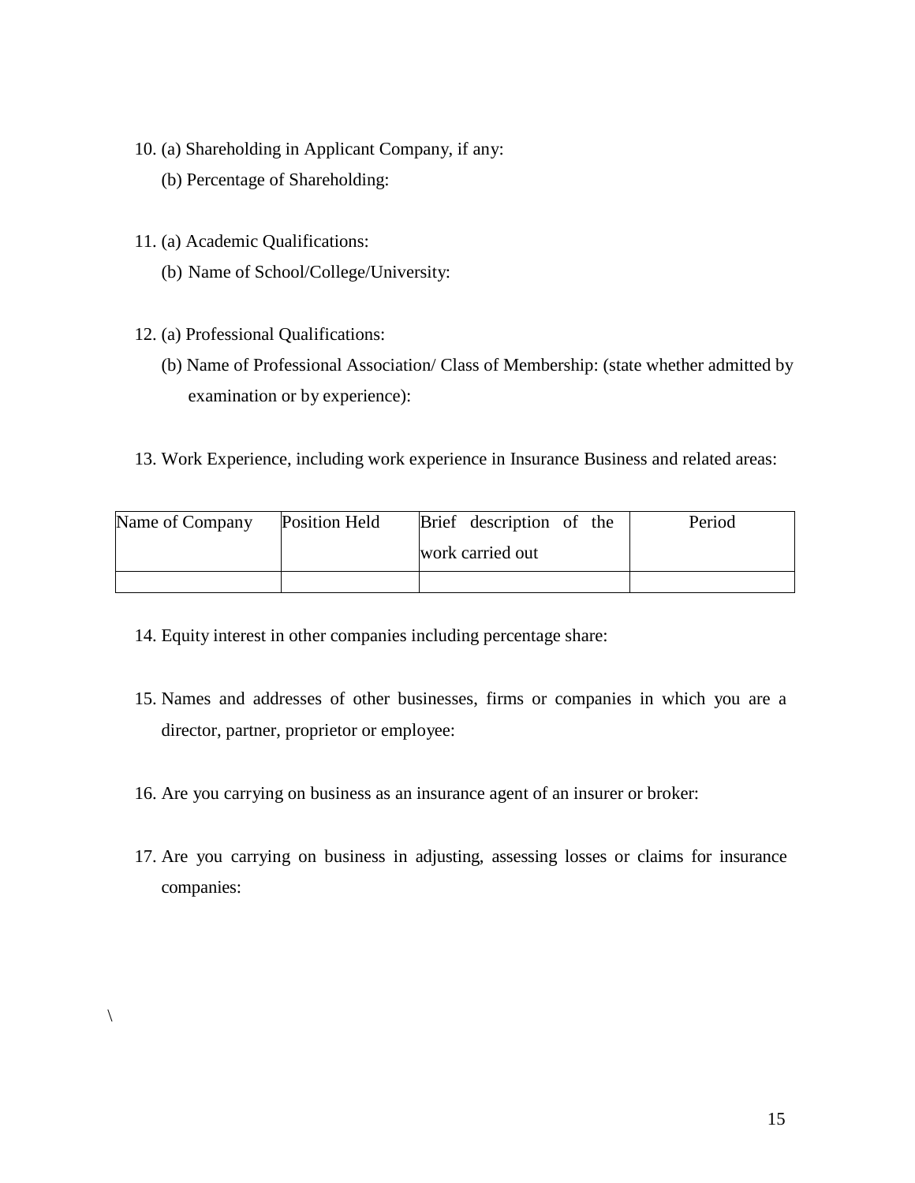10. (a) Shareholding in Applicant Company, if any:

    (b) Percentage of Shareholding:

11. (a) Academic Qualifications:

    (b) Name of School/College/University:

12. (a) Professional Qualifications:

    (b) Name of Professional Association/ Class of Membership: (state whether admitted by examination or by experience):

13. Work Experience, including work experience in Insurance Business and related areas:

| Name of Company | Position Held | Brief description of the work carried out | Period |
|---|---|---|---|
| | | | |

14. Equity interest in other companies including percentage share:

15. Names and addresses of other businesses, firms or companies in which you are a director, partner, proprietor or employee:

16. Are you carrying on business as an insurance agent of an insurer or broker:

17. Are you carrying on business in adjusting, assessing losses or claims for insurance companies:

\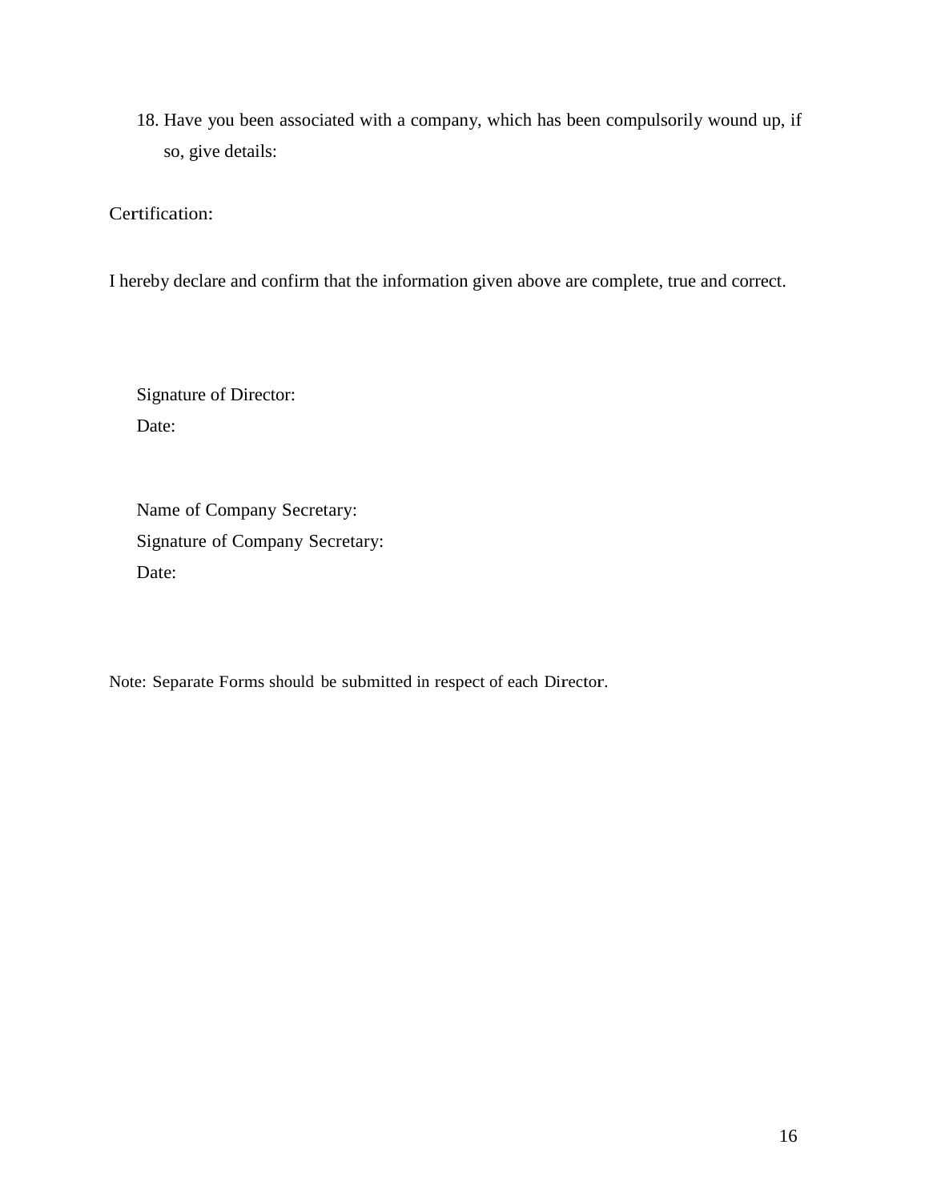18. Have you been associated with a company, which has been compulsorily wound up, if so, give details:

Certification:

I hereby declare and confirm that the information given above are complete, true and correct.

Signature of Director:

Date:

Name of Company Secretary:

Signature of Company Secretary:

Date:

Note: Separate Forms should be submitted in respect of each Director.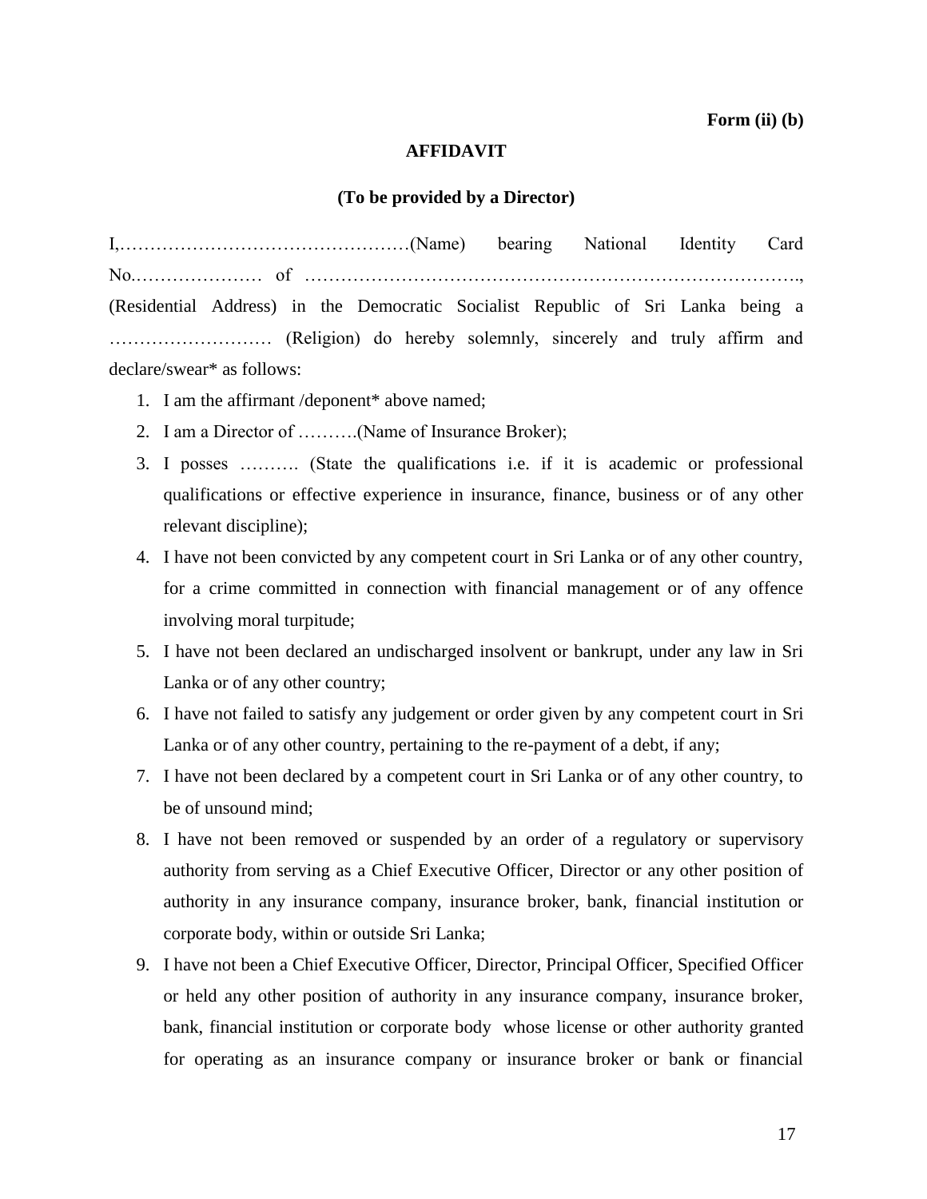**Form (ii) (b)**

**AFFIDAVIT**

**(To be provided by a Director)**

I,…………………………………………(Name) bearing National Identity Card No.………………… of ……………………………………………………………………., (Residential Address) in the Democratic Socialist Republic of Sri Lanka being a ……………………… (Religion) do hereby solemnly, sincerely and truly affirm and declare/swear* as follows:

1. I am the affirmant /deponent* above named;
2. I am a Director of ……….(Name of Insurance Broker);
3. I posses ………. (State the qualifications i.e. if it is academic or professional qualifications or effective experience in insurance, finance, business or of any other relevant discipline);
4. I have not been convicted by any competent court in Sri Lanka or of any other country, for a crime committed in connection with financial management or of any offence involving moral turpitude;
5. I have not been declared an undischarged insolvent or bankrupt, under any law in Sri Lanka or of any other country;
6. I have not failed to satisfy any judgement or order given by any competent court in Sri Lanka or of any other country, pertaining to the re-payment of a debt, if any;
7. I have not been declared by a competent court in Sri Lanka or of any other country, to be of unsound mind;
8. I have not been removed or suspended by an order of a regulatory or supervisory authority from serving as a Chief Executive Officer, Director or any other position of authority in any insurance company, insurance broker, bank, financial institution or corporate body, within or outside Sri Lanka;
9. I have not been a Chief Executive Officer, Director, Principal Officer, Specified Officer or held any other position of authority in any insurance company, insurance broker, bank, financial institution or corporate body whose license or other authority granted for operating as an insurance company or insurance broker or bank or financial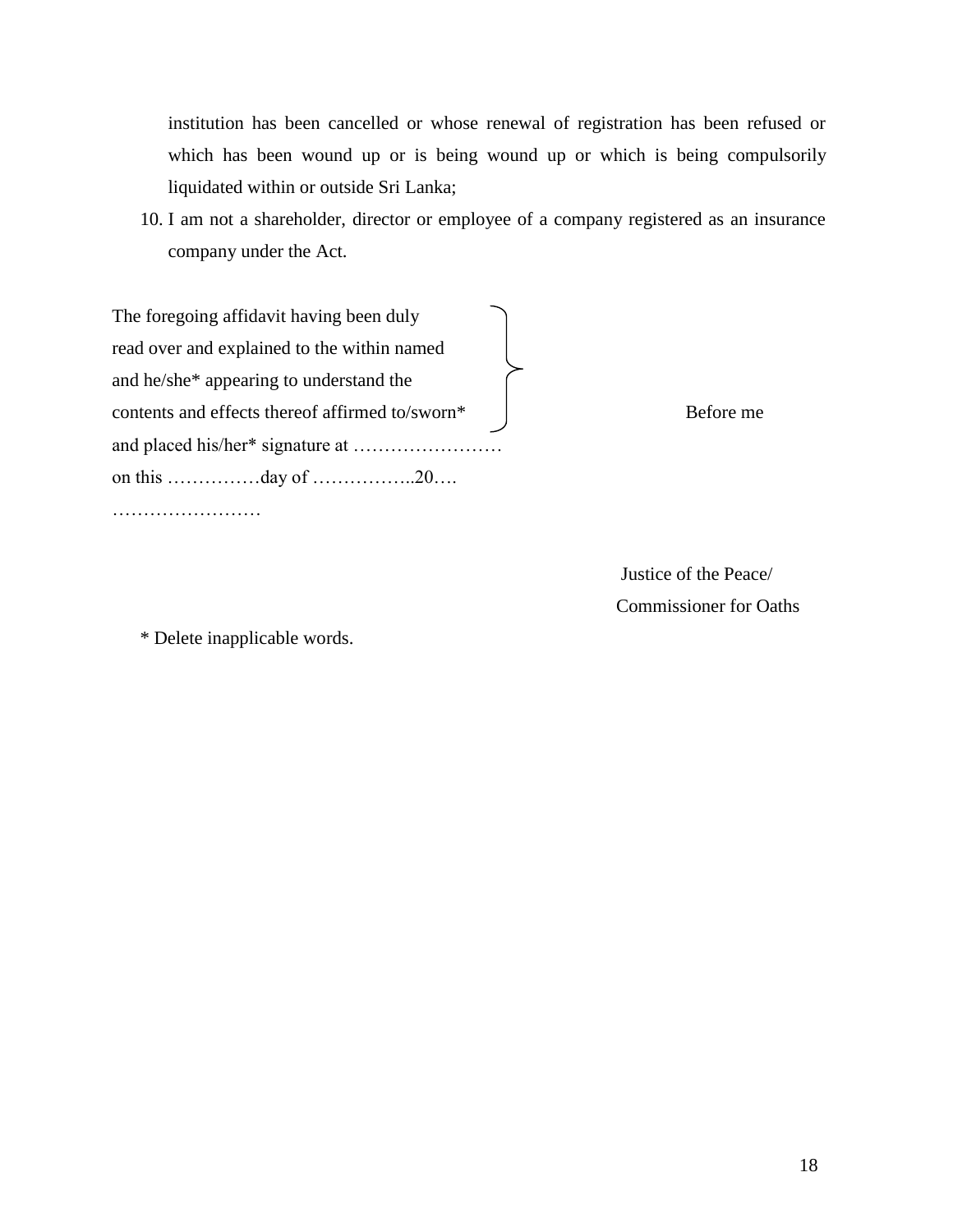institution has been cancelled or whose renewal of registration has been refused or which has been wound up or is being wound up or which is being compulsorily liquidated within or outside Sri Lanka;

10. I am not a shareholder, director or employee of a company registered as an insurance company under the Act.

The foregoing affidavit having been duly read over and explained to the within named and he/she* appearing to understand the contents and effects thereof affirmed to/sworn* and placed his/her* signature at …………………… on this ……………day of ……………..20….

……………………

Before me

Justice of the Peace/
Commissioner for Oaths

\* Delete inapplicable words.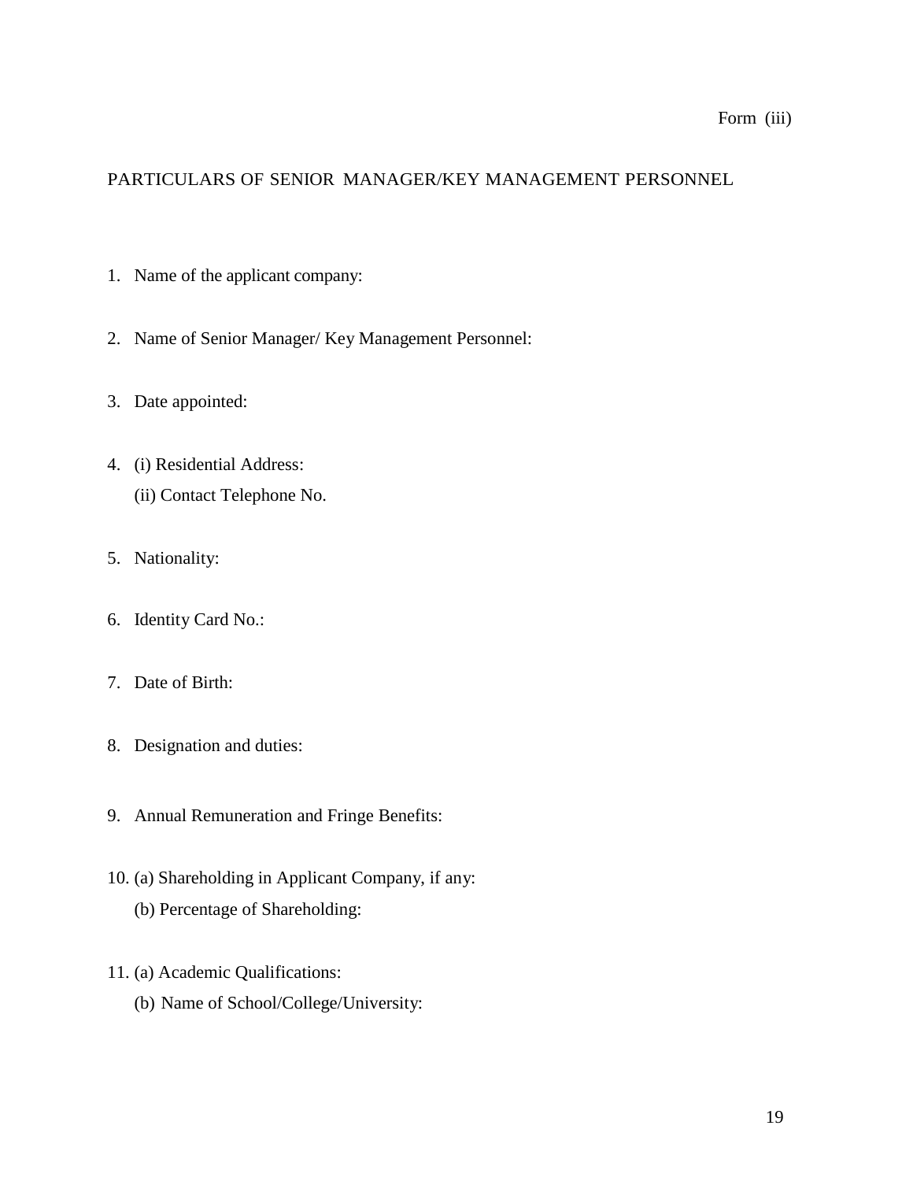Form (iii)

## PARTICULARS OF SENIOR MANAGER/KEY MANAGEMENT PERSONNEL

1. Name of the applicant company:

2. Name of Senior Manager/ Key Management Personnel:

3. Date appointed:

4. (i) Residential Address:

   (ii) Contact Telephone No.

5. Nationality:

6. Identity Card No.:

7. Date of Birth:

8. Designation and duties:

9. Annual Remuneration and Fringe Benefits:

10. (a) Shareholding in Applicant Company, if any:

    (b) Percentage of Shareholding:

11. (a) Academic Qualifications:

    (b) Name of School/College/University: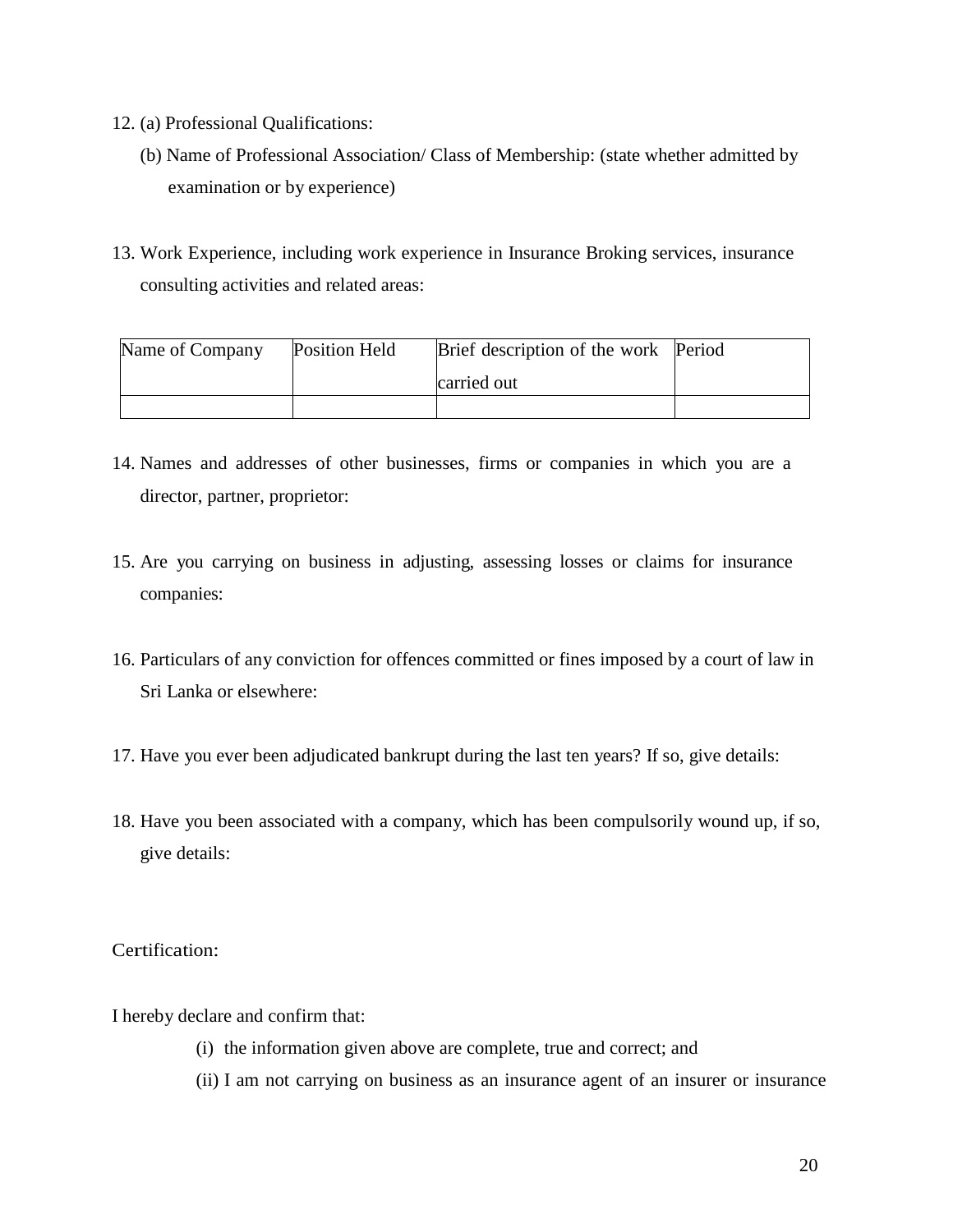12. (a) Professional Qualifications:

    (b) Name of Professional Association/ Class of Membership: (state whether admitted by examination or by experience)

13. Work Experience, including work experience in Insurance Broking services, insurance consulting activities and related areas:

| Name of Company | Position Held | Brief description of the work carried out | Period |
|---|---|---|---|
| | | | |

14. Names and addresses of other businesses, firms or companies in which you are a director, partner, proprietor:

15. Are you carrying on business in adjusting, assessing losses or claims for insurance companies:

16. Particulars of any conviction for offences committed or fines imposed by a court of law in Sri Lanka or elsewhere:

17. Have you ever been adjudicated bankrupt during the last ten years? If so, give details:

18. Have you been associated with a company, which has been compulsorily wound up, if so, give details:

Certification:

I hereby declare and confirm that:

(i) the information given above are complete, true and correct; and

(ii) I am not carrying on business as an insurance agent of an insurer or insurance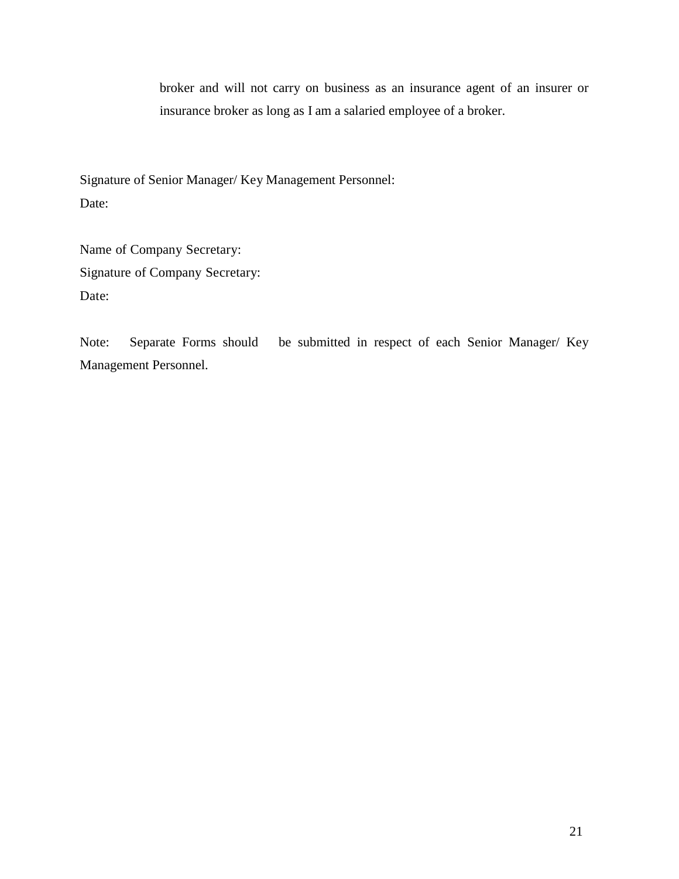broker and will not carry on business as an insurance agent of an insurer or insurance broker as long as I am a salaried employee of a broker.

Signature of Senior Manager/ Key Management Personnel:

Date:

Name of Company Secretary:

Signature of Company Secretary:

Date:

Note: Separate Forms should be submitted in respect of each Senior Manager/ Key Management Personnel.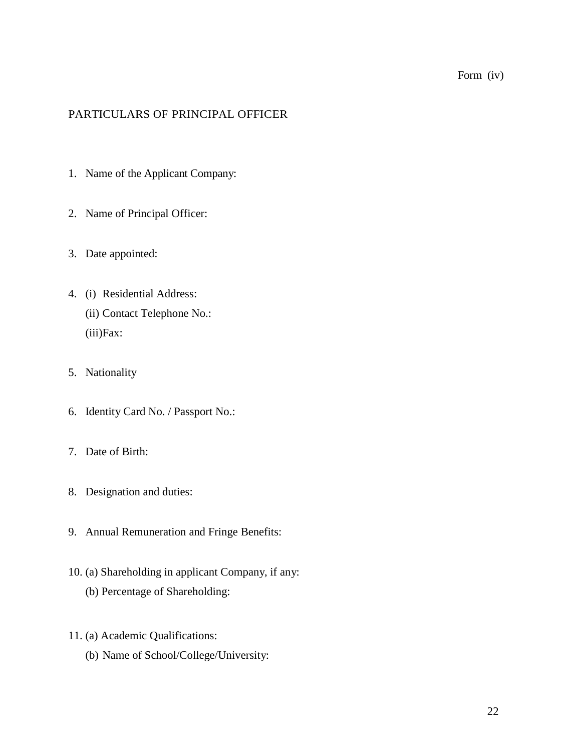Form (iv)

## PARTICULARS OF PRINCIPAL OFFICER

1. Name of the Applicant Company:

2. Name of Principal Officer:

3. Date appointed:

4. (i) Residential Address:
   (ii) Contact Telephone No.:
   (iii)Fax:

5. Nationality

6. Identity Card No. / Passport No.:

7. Date of Birth:

8. Designation and duties:

9. Annual Remuneration and Fringe Benefits:

10. (a) Shareholding in applicant Company, if any:
    (b) Percentage of Shareholding:

11. (a) Academic Qualifications:
    (b) Name of School/College/University: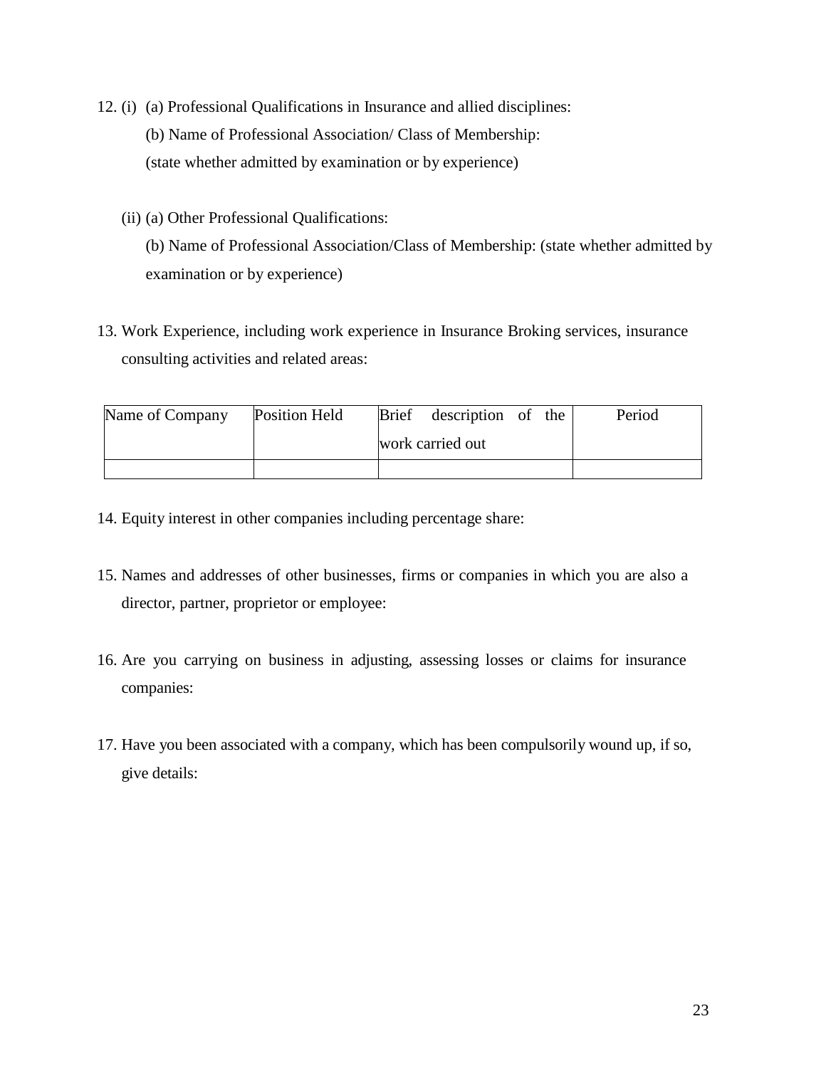12. (i) (a) Professional Qualifications in Insurance and allied disciplines:

    (b) Name of Professional Association/ Class of Membership:

    (state whether admitted by examination or by experience)

    (ii) (a) Other Professional Qualifications:

    (b) Name of Professional Association/Class of Membership: (state whether admitted by examination or by experience)

13. Work Experience, including work experience in Insurance Broking services, insurance consulting activities and related areas:

| Name of Company | Position Held | Brief description of the work carried out | Period |
| --- | --- | --- | --- |
| | | | |

14. Equity interest in other companies including percentage share:

15. Names and addresses of other businesses, firms or companies in which you are also a director, partner, proprietor or employee:

16. Are you carrying on business in adjusting, assessing losses or claims for insurance companies:

17. Have you been associated with a company, which has been compulsorily wound up, if so, give details: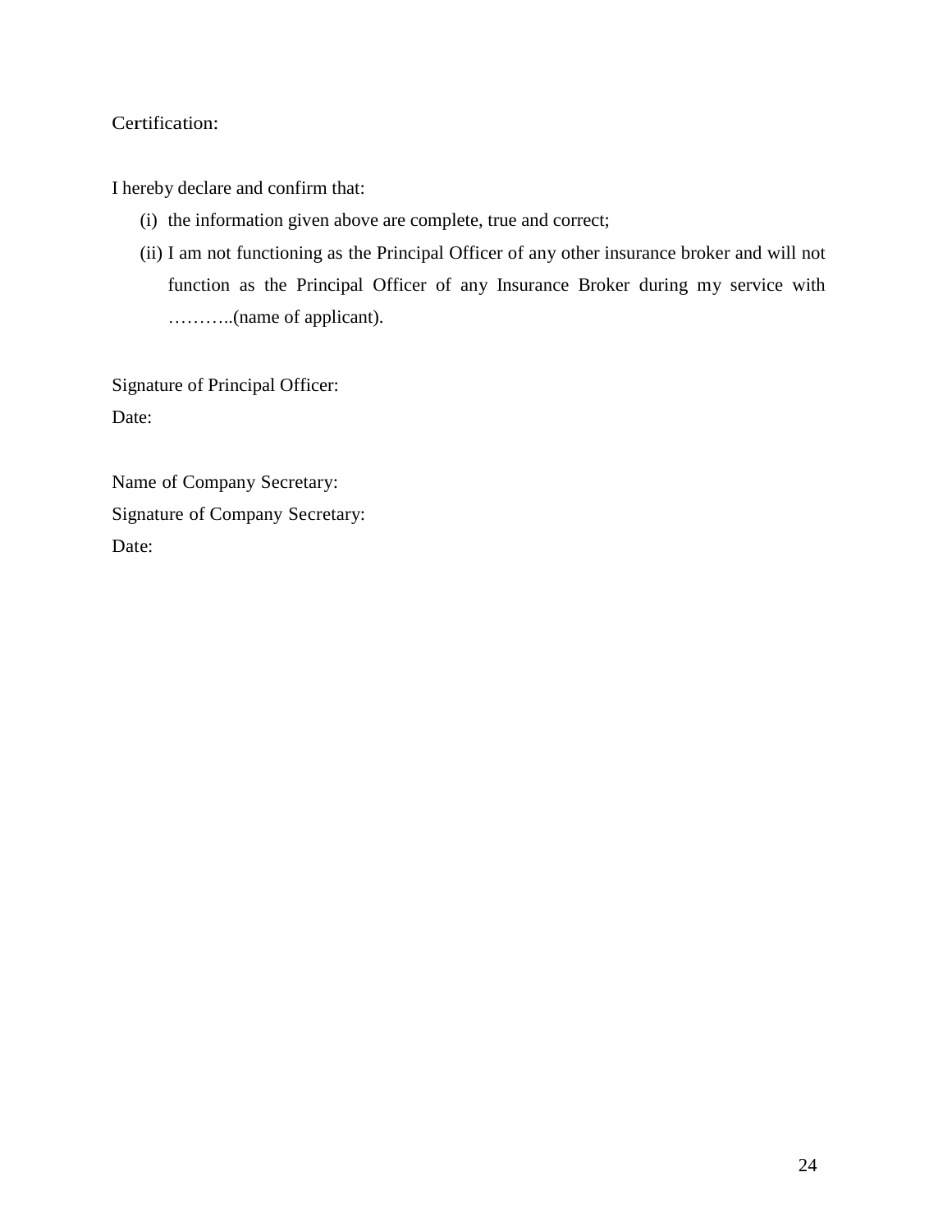Certification:

I hereby declare and confirm that:

(i) the information given above are complete, true and correct;

(ii) I am not functioning as the Principal Officer of any other insurance broker and will not function as the Principal Officer of any Insurance Broker during my service with ………..(name of applicant).

Signature of Principal Officer:

Date:

Name of Company Secretary:

Signature of Company Secretary:

Date: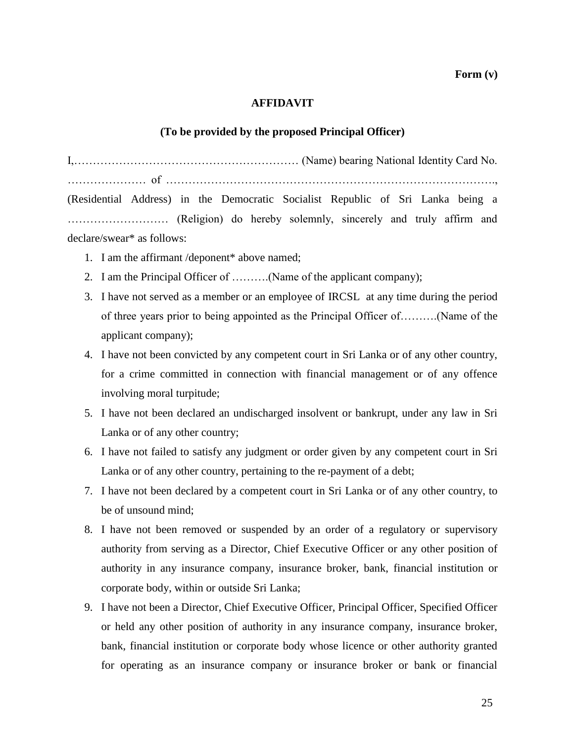**Form (v)**

**AFFIDAVIT**

**(To be provided by the proposed Principal Officer)**

I,…………………………………………………… (Name) bearing National Identity Card No. ………………… of ………………………………………………………………………., (Residential Address) in the Democratic Socialist Republic of Sri Lanka being a ……………………… (Religion) do hereby solemnly, sincerely and truly affirm and declare/swear* as follows:

1. I am the affirmant /deponent* above named;
2. I am the Principal Officer of ……….(Name of the applicant company);
3. I have not served as a member or an employee of IRCSL at any time during the period of three years prior to being appointed as the Principal Officer of……….(Name of the applicant company);
4. I have not been convicted by any competent court in Sri Lanka or of any other country, for a crime committed in connection with financial management or of any offence involving moral turpitude;
5. I have not been declared an undischarged insolvent or bankrupt, under any law in Sri Lanka or of any other country;
6. I have not failed to satisfy any judgment or order given by any competent court in Sri Lanka or of any other country, pertaining to the re-payment of a debt;
7. I have not been declared by a competent court in Sri Lanka or of any other country, to be of unsound mind;
8. I have not been removed or suspended by an order of a regulatory or supervisory authority from serving as a Director, Chief Executive Officer or any other position of authority in any insurance company, insurance broker, bank, financial institution or corporate body, within or outside Sri Lanka;
9. I have not been a Director, Chief Executive Officer, Principal Officer, Specified Officer or held any other position of authority in any insurance company, insurance broker, bank, financial institution or corporate body whose licence or other authority granted for operating as an insurance company or insurance broker or bank or financial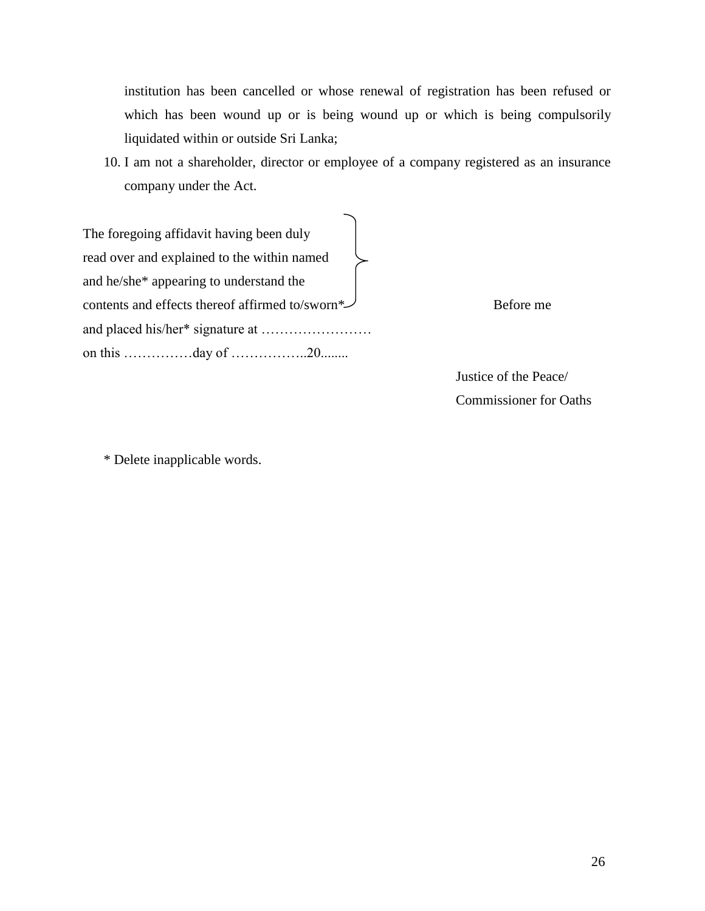institution has been cancelled or whose renewal of registration has been refused or which has been wound up or is being wound up or which is being compulsorily liquidated within or outside Sri Lanka;

10. I am not a shareholder, director or employee of a company registered as an insurance company under the Act.

The foregoing affidavit having been duly read over and explained to the within named and he/she* appearing to understand the contents and effects thereof affirmed to/sworn* and placed his/her* signature at …………………… on this ……………day of ……………..20........

Before me

Justice of the Peace/
Commissioner for Oaths

* Delete inapplicable words.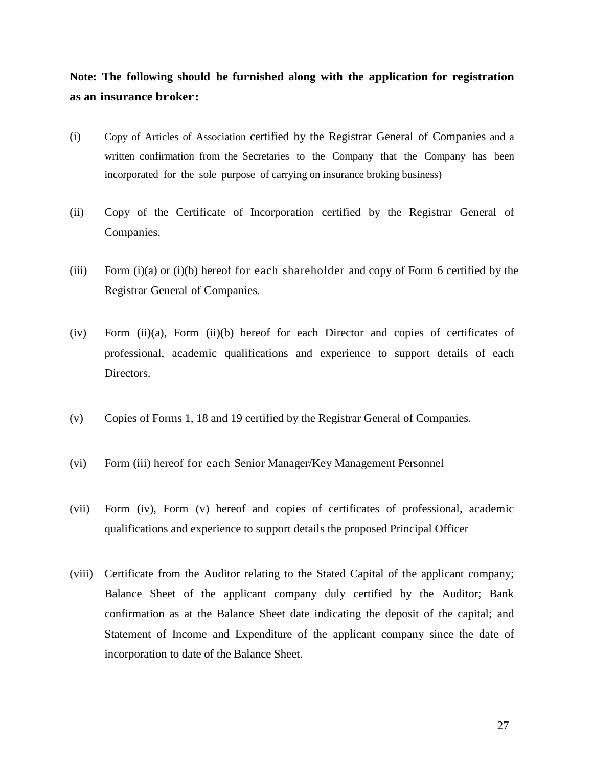**Note: The following should be furnished along with the application for registration as an insurance broker:**

(i) Copy of Articles of Association certified by the Registrar General of Companies and a written confirmation from the Secretaries to the Company that the Company has been incorporated for the sole purpose of carrying on insurance broking business)

(ii) Copy of the Certificate of Incorporation certified by the Registrar General of Companies.

(iii) Form (i)(a) or (i)(b) hereof for each shareholder and copy of Form 6 certified by the Registrar General of Companies.

(iv) Form (ii)(a), Form (ii)(b) hereof for each Director and copies of certificates of professional, academic qualifications and experience to support details of each Directors.

(v) Copies of Forms 1, 18 and 19 certified by the Registrar General of Companies.

(vi) Form (iii) hereof for each Senior Manager/Key Management Personnel

(vii) Form (iv), Form (v) hereof and copies of certificates of professional, academic qualifications and experience to support details the proposed Principal Officer

(viii) Certificate from the Auditor relating to the Stated Capital of the applicant company; Balance Sheet of the applicant company duly certified by the Auditor; Bank confirmation as at the Balance Sheet date indicating the deposit of the capital; and Statement of Income and Expenditure of the applicant company since the date of incorporation to date of the Balance Sheet.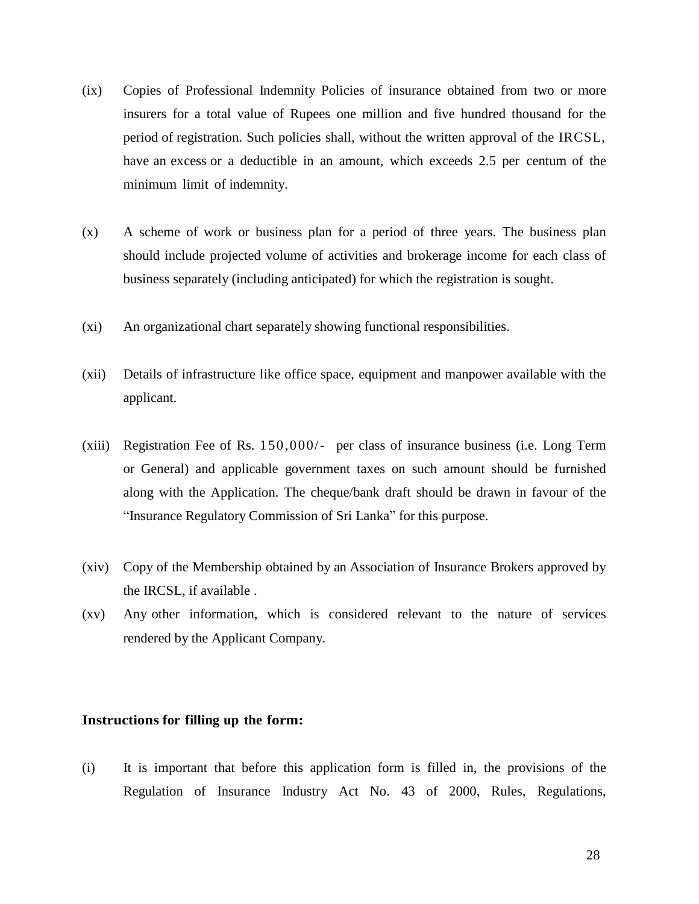(ix) Copies of Professional Indemnity Policies of insurance obtained from two or more insurers for a total value of Rupees one million and five hundred thousand for the period of registration. Such policies shall, without the written approval of the IRCSL, have an excess or a deductible in an amount, which exceeds 2.5 per centum of the minimum limit of indemnity.

(x) A scheme of work or business plan for a period of three years. The business plan should include projected volume of activities and brokerage income for each class of business separately (including anticipated) for which the registration is sought.

(xi) An organizational chart separately showing functional responsibilities.

(xii) Details of infrastructure like office space, equipment and manpower available with the applicant.

(xiii) Registration Fee of Rs. 150,000/- per class of insurance business (i.e. Long Term or General) and applicable government taxes on such amount should be furnished along with the Application. The cheque/bank draft should be drawn in favour of the "Insurance Regulatory Commission of Sri Lanka" for this purpose.

(xiv) Copy of the Membership obtained by an Association of Insurance Brokers approved by the IRCSL, if available .

(xv) Any other information, which is considered relevant to the nature of services rendered by the Applicant Company.

**Instructions for filling up the form:**

(i) It is important that before this application form is filled in, the provisions of the Regulation of Insurance Industry Act No. 43 of 2000, Rules, Regulations,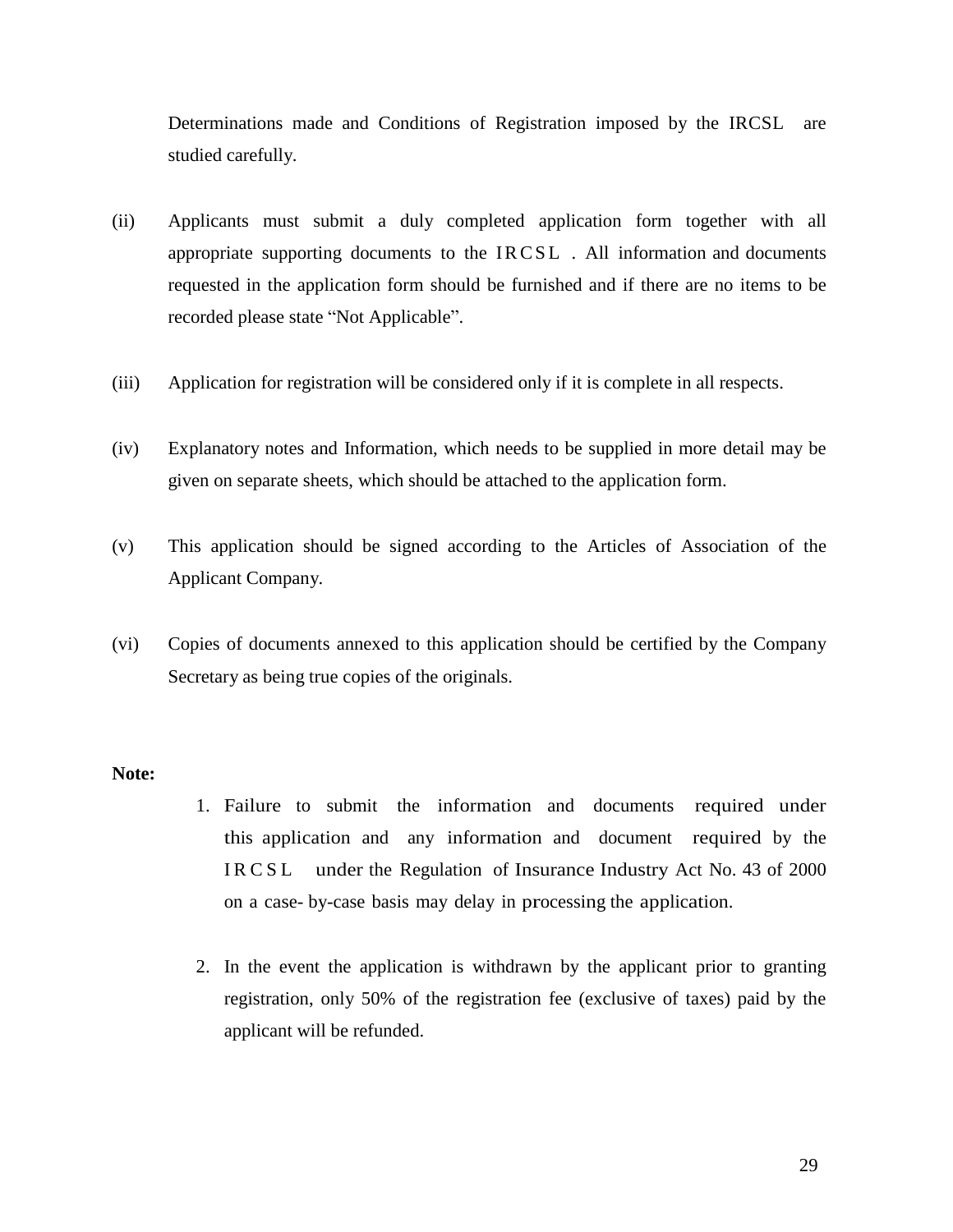Determinations made and Conditions of Registration imposed by the IRCSL are studied carefully.

(ii) Applicants must submit a duly completed application form together with all appropriate supporting documents to the IRCSL . All information and documents requested in the application form should be furnished and if there are no items to be recorded please state "Not Applicable".

(iii) Application for registration will be considered only if it is complete in all respects.

(iv) Explanatory notes and Information, which needs to be supplied in more detail may be given on separate sheets, which should be attached to the application form.

(v) This application should be signed according to the Articles of Association of the Applicant Company.

(vi) Copies of documents annexed to this application should be certified by the Company Secretary as being true copies of the originals.

**Note:**

1. Failure to submit the information and documents required under this application and any information and document required by the IRCSL under the Regulation of Insurance Industry Act No. 43 of 2000 on a case- by-case basis may delay in processing the application.

2. In the event the application is withdrawn by the applicant prior to granting registration, only 50% of the registration fee (exclusive of taxes) paid by the applicant will be refunded.